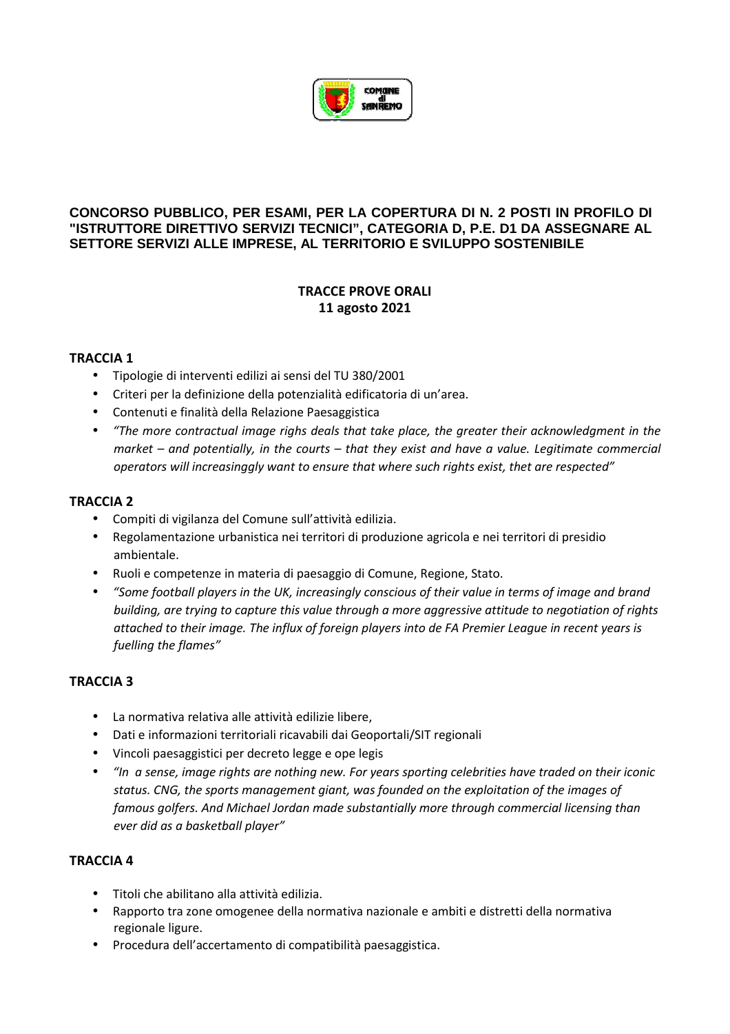**CONCORSO PUBBLICO, PER ESAMI, PER LA COPERTURA DI N. 2 POSTI IN PROFILO DI "ISTRUTTORE DIRETTIVO SERVIZI TECNICI", CATEGORIA D, P.E. D1 DA ASSEGNARE AL SETTORE SERVIZI ALLE IMPRESE, AL TERRITORIO E SVILUPPO SOSTENIBILE**

**TRACCE PROVE ORALI**
**11 agosto 2021**

## TRACCIA 1

- Tipologie di interventi edilizi ai sensi del TU 380/2001
- Criteri per la definizione della potenzialità edificatoria di un'area.
- Contenuti e finalità della Relazione Paesaggistica
- *"The more contractual image righs deals that take place, the greater their acknowledgment in the market – and potentially, in the courts – that they exist and have a value. Legitimate commercial operators will increasinggly want to ensure that where such rights exist, thet are respected"*

## TRACCIA 2

- Compiti di vigilanza del Comune sull'attività edilizia.
- Regolamentazione urbanistica nei territori di produzione agricola e nei territori di presidio ambientale.
- Ruoli e competenze in materia di paesaggio di Comune, Regione, Stato.
- *"Some football players in the UK, increasingly conscious of their value in terms of image and brand building, are trying to capture this value through a more aggressive attitude to negotiation of rights attached to their image. The influx of foreign players into de FA Premier League in recent years is fuelling the flames"*

## TRACCIA 3

- La normativa relativa alle attività edilizie libere,
- Dati e informazioni territoriali ricavabili dai Geoportali/SIT regionali
- Vincoli paesaggistici per decreto legge e ope legis
- *"In a sense, image rights are nothing new. For years sporting celebrities have traded on their iconic status. CNG, the sports management giant, was founded on the exploitation of the images of famous golfers. And Michael Jordan made substantially more through commercial licensing than ever did as a basketball player"*

## TRACCIA 4

- Titoli che abilitano alla attività edilizia.
- Rapporto tra zone omogenee della normativa nazionale e ambiti e distretti della normativa regionale ligure.
- Procedura dell'accertamento di compatibilità paesaggistica.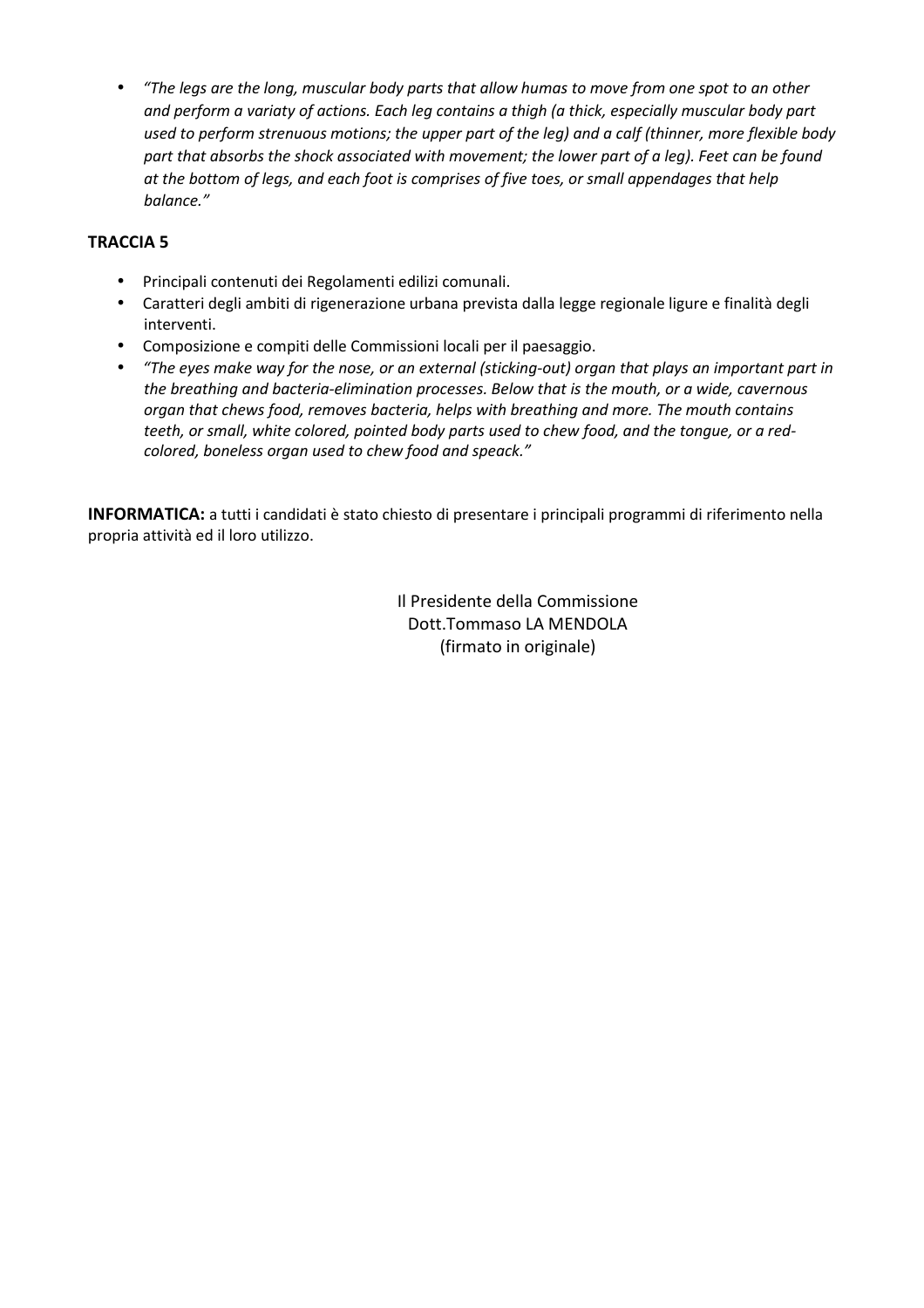- *"The legs are the long, muscular body parts that allow humas to move from one spot to an other and perform a variaty of actions. Each leg contains a thigh (a thick, especially muscular body part used to perform strenuous motions; the upper part of the leg) and a calf (thinner, more flexible body part that absorbs the shock associated with movement; the lower part of a leg). Feet can be found at the bottom of legs, and each foot is comprises of five toes, or small appendages that help balance."*

**TRACCIA 5**

- Principali contenuti dei Regolamenti edilizi comunali.
- Caratteri degli ambiti di rigenerazione urbana prevista dalla legge regionale ligure e finalità degli interventi.
- Composizione e compiti delle Commissioni locali per il paesaggio.
- *"The eyes make way for the nose, or an external (sticking-out) organ that plays an important part in the breathing and bacteria-elimination processes. Below that is the mouth, or a wide, cavernous organ that chews food, removes bacteria, helps with breathing and more. The mouth contains teeth, or small, white colored, pointed body parts used to chew food, and the tongue, or a red-colored, boneless organ used to chew food and speack."*

**INFORMATICA:** a tutti i candidati è stato chiesto di presentare i principali programmi di riferimento nella propria attività ed il loro utilizzo.

Il Presidente della Commissione
Dott.Tommaso LA MENDOLA
(firmato in originale)